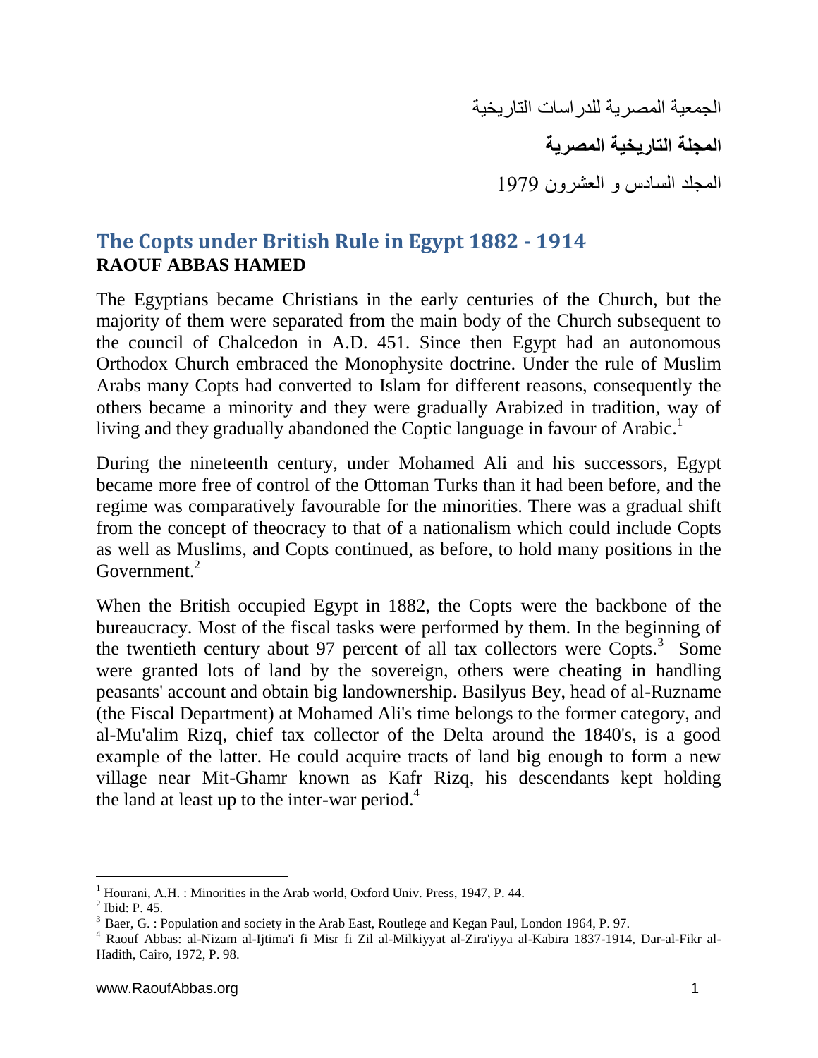الجمعية المصرية للدراسات التاريخية

**المجلة التاريخية المصرية**

المجلد السادس و العشرون 1979

## The Copts under British Rule in Egypt 1882 - 1914

**RAOUF ABBAS HAMED**

The Egyptians became Christians in the early centuries of the Church, but the majority of them were separated from the main body of the Church subsequent to the council of Chalcedon in A.D. 451. Since then Egypt had an autonomous Orthodox Church embraced the Monophysite doctrine. Under the rule of Muslim Arabs many Copts had converted to Islam for different reasons, consequently the others became a minority and they were gradually Arabized in tradition, way of living and they gradually abandoned the Coptic language in favour of Arabic.[1]

During the nineteenth century, under Mohamed Ali and his successors, Egypt became more free of control of the Ottoman Turks than it had been before, and the regime was comparatively favourable for the minorities. There was a gradual shift from the concept of theocracy to that of a nationalism which could include Copts as well as Muslims, and Copts continued, as before, to hold many positions in the Government.[2]

When the British occupied Egypt in 1882, the Copts were the backbone of the bureaucracy. Most of the fiscal tasks were performed by them. In the beginning of the twentieth century about 97 percent of all tax collectors were Copts.[3] Some were granted lots of land by the sovereign, others were cheating in handling peasants' account and obtain big landownership. Basilyus Bey, head of al-Ruzname (the Fiscal Department) at Mohamed Ali's time belongs to the former category, and al-Mu'alim Rizq, chief tax collector of the Delta around the 1840's, is a good example of the latter. He could acquire tracts of land big enough to form a new village near Mit-Ghamr known as Kafr Rizq, his descendants kept holding the land at least up to the inter-war period.[4]

---

[1] Hourani, A.H. : Minorities in the Arab world, Oxford Univ. Press, 1947, P. 44.

[2] Ibid: P. 45.

[3] Baer, G. : Population and society in the Arab East, Routlege and Kegan Paul, London 1964, P. 97.

[4] Raouf Abbas: al-Nizam al-Ijtima'i fi Misr fi Zil al-Milkiyyat al-Zira'iyya al-Kabira 1837-1914, Dar-al-Fikr al-Hadith, Cairo, 1972, P. 98.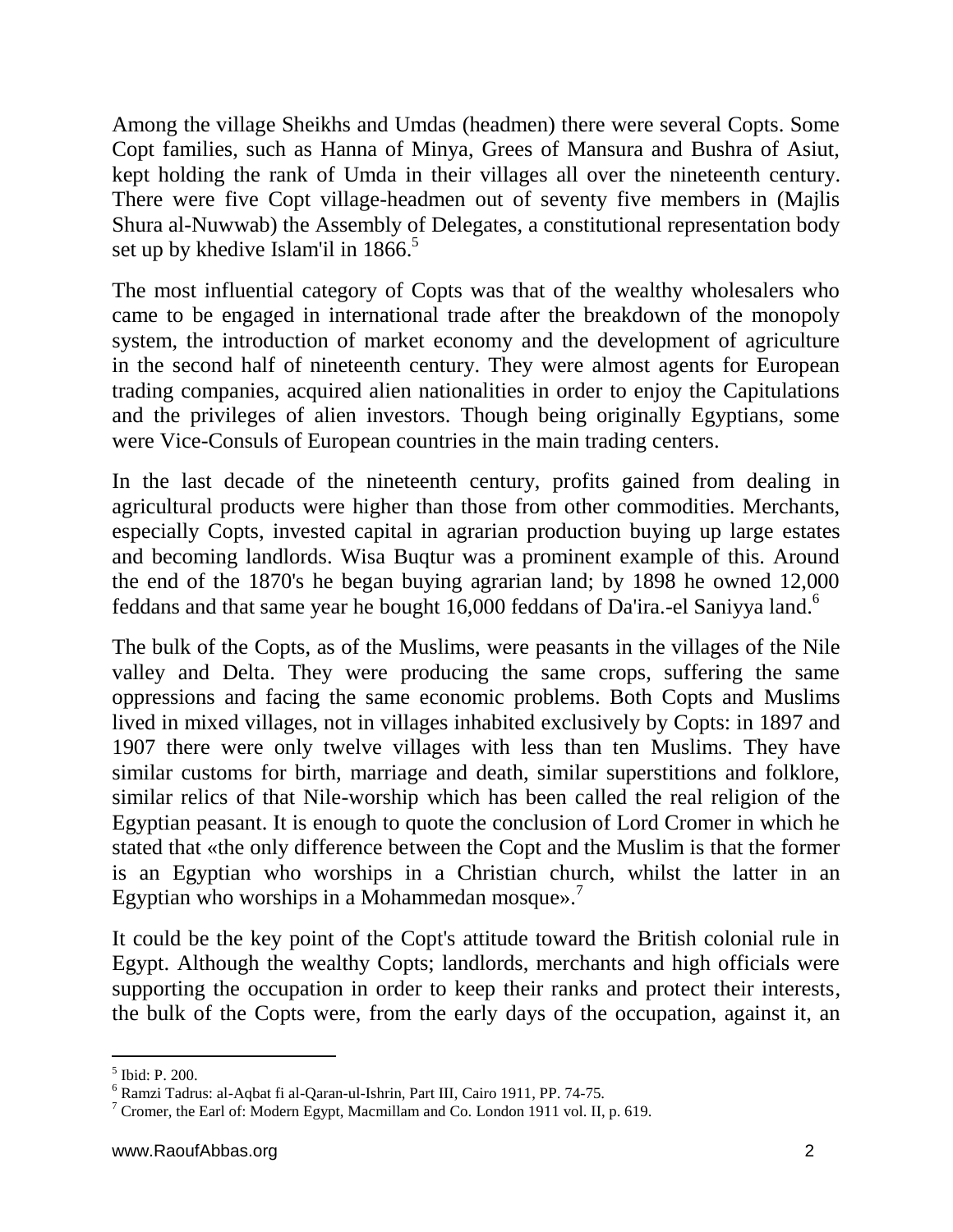Among the village Sheikhs and Umdas (headmen) there were several Copts. Some Copt families, such as Hanna of Minya, Grees of Mansura and Bushra of Asiut, kept holding the rank of Umda in their villages all over the nineteenth century. There were five Copt village-headmen out of seventy five members in (Majlis Shura al-Nuwwab) the Assembly of Delegates, a constitutional representation body set up by khedive Islam'il in 1866.[5]

The most influential category of Copts was that of the wealthy wholesalers who came to be engaged in international trade after the breakdown of the monopoly system, the introduction of market economy and the development of agriculture in the second half of nineteenth century. They were almost agents for European trading companies, acquired alien nationalities in order to enjoy the Capitulations and the privileges of alien investors. Though being originally Egyptians, some were Vice-Consuls of European countries in the main trading centers.

In the last decade of the nineteenth century, profits gained from dealing in agricultural products were higher than those from other commodities. Merchants, especially Copts, invested capital in agrarian production buying up large estates and becoming landlords. Wisa Buqtur was a prominent example of this. Around the end of the 1870's he began buying agrarian land; by 1898 he owned 12,000 feddans and that same year he bought 16,000 feddans of Da'ira.-el Saniyya land.[6]

The bulk of the Copts, as of the Muslims, were peasants in the villages of the Nile valley and Delta. They were producing the same crops, suffering the same oppressions and facing the same economic problems. Both Copts and Muslims lived in mixed villages, not in villages inhabited exclusively by Copts: in 1897 and 1907 there were only twelve villages with less than ten Muslims. They have similar customs for birth, marriage and death, similar superstitions and folklore, similar relics of that Nile-worship which has been called the real religion of the Egyptian peasant. It is enough to quote the conclusion of Lord Cromer in which he stated that «the only difference between the Copt and the Muslim is that the former is an Egyptian who worships in a Christian church, whilst the latter in an Egyptian who worships in a Mohammedan mosque».[7]

It could be the key point of the Copt's attitude toward the British colonial rule in Egypt. Although the wealthy Copts; landlords, merchants and high officials were supporting the occupation in order to keep their ranks and protect their interests, the bulk of the Copts were, from the early days of the occupation, against it, an

---

[5] Ibid: P. 200.

[6] Ramzi Tadrus: al-Aqbat fi al-Qaran-ul-Ishrin, Part III, Cairo 1911, PP. 74-75.

[7] Cromer, the Earl of: Modern Egypt, Macmillam and Co. London 1911 vol. II, p. 619.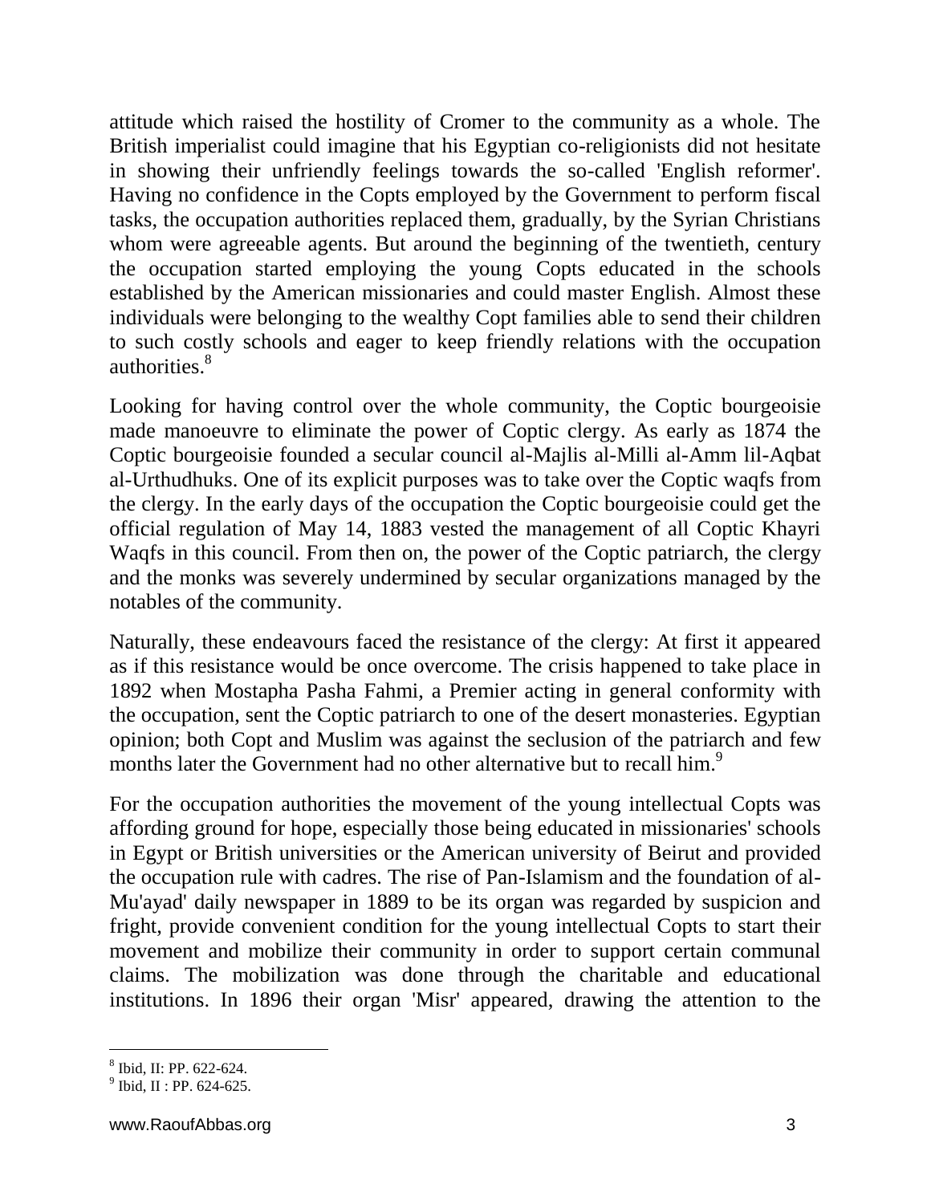attitude which raised the hostility of Cromer to the community as a whole. The British imperialist could imagine that his Egyptian co-religionists did not hesitate in showing their unfriendly feelings towards the so-called 'English reformer'. Having no confidence in the Copts employed by the Government to perform fiscal tasks, the occupation authorities replaced them, gradually, by the Syrian Christians whom were agreeable agents. But around the beginning of the twentieth, century the occupation started employing the young Copts educated in the schools established by the American missionaries and could master English. Almost these individuals were belonging to the wealthy Copt families able to send their children to such costly schools and eager to keep friendly relations with the occupation authorities.[8]

Looking for having control over the whole community, the Coptic bourgeoisie made manoeuvre to eliminate the power of Coptic clergy. As early as 1874 the Coptic bourgeoisie founded a secular council al-Majlis al-Milli al-Amm lil-Aqbat al-Urthudhuks. One of its explicit purposes was to take over the Coptic waqfs from the clergy. In the early days of the occupation the Coptic bourgeoisie could get the official regulation of May 14, 1883 vested the management of all Coptic Khayri Waqfs in this council. From then on, the power of the Coptic patriarch, the clergy and the monks was severely undermined by secular organizations managed by the notables of the community.

Naturally, these endeavours faced the resistance of the clergy: At first it appeared as if this resistance would be once overcome. The crisis happened to take place in 1892 when Mostapha Pasha Fahmi, a Premier acting in general conformity with the occupation, sent the Coptic patriarch to one of the desert monasteries. Egyptian opinion; both Copt and Muslim was against the seclusion of the patriarch and few months later the Government had no other alternative but to recall him.[9]

For the occupation authorities the movement of the young intellectual Copts was affording ground for hope, especially those being educated in missionaries' schools in Egypt or British universities or the American university of Beirut and provided the occupation rule with cadres. The rise of Pan-Islamism and the foundation of al-Mu'ayad' daily newspaper in 1889 to be its organ was regarded by suspicion and fright, provide convenient condition for the young intellectual Copts to start their movement and mobilize their community in order to support certain communal claims. The mobilization was done through the charitable and educational institutions. In 1896 their organ 'Misr' appeared, drawing the attention to the

---

[8] Ibid, II: PP. 622-624.
[9] Ibid, II : PP. 624-625.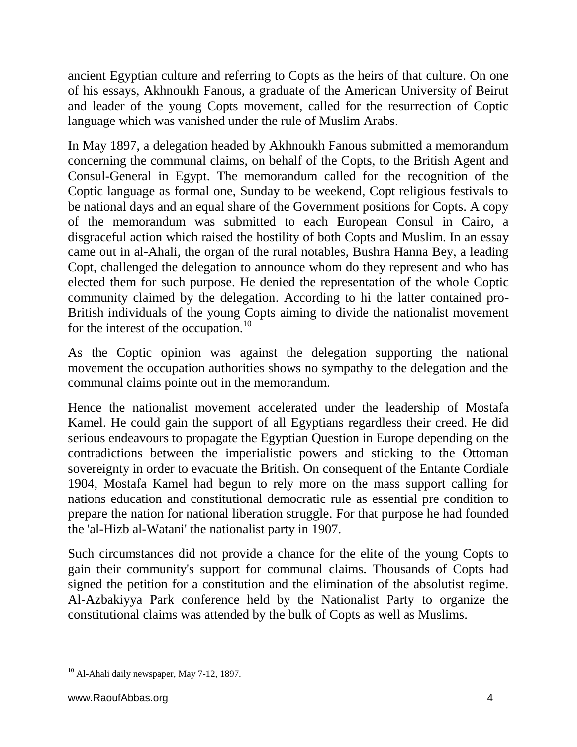ancient Egyptian culture and referring to Copts as the heirs of that culture. On one of his essays, Akhnoukh Fanous, a graduate of the American University of Beirut and leader of the young Copts movement, called for the resurrection of Coptic language which was vanished under the rule of Muslim Arabs.

In May 1897, a delegation headed by Akhnoukh Fanous submitted a memorandum concerning the communal claims, on behalf of the Copts, to the British Agent and Consul-General in Egypt. The memorandum called for the recognition of the Coptic language as formal one, Sunday to be weekend, Copt religious festivals to be national days and an equal share of the Government positions for Copts. A copy of the memorandum was submitted to each European Consul in Cairo, a disgraceful action which raised the hostility of both Copts and Muslim. In an essay came out in al-Ahali, the organ of the rural notables, Bushra Hanna Bey, a leading Copt, challenged the delegation to announce whom do they represent and who has elected them for such purpose. He denied the representation of the whole Coptic community claimed by the delegation. According to hi the latter contained pro-British individuals of the young Copts aiming to divide the nationalist movement for the interest of the occupation.[10]

As the Coptic opinion was against the delegation supporting the national movement the occupation authorities shows no sympathy to the delegation and the communal claims pointe out in the memorandum.

Hence the nationalist movement accelerated under the leadership of Mostafa Kamel. He could gain the support of all Egyptians regardless their creed. He did serious endeavours to propagate the Egyptian Question in Europe depending on the contradictions between the imperialistic powers and sticking to the Ottoman sovereignty in order to evacuate the British. On consequent of the Entante Cordiale 1904, Mostafa Kamel had begun to rely more on the mass support calling for nations education and constitutional democratic rule as essential pre condition to prepare the nation for national liberation struggle. For that purpose he had founded the 'al-Hizb al-Watani' the nationalist party in 1907.

Such circumstances did not provide a chance for the elite of the young Copts to gain their community's support for communal claims. Thousands of Copts had signed the petition for a constitution and the elimination of the absolutist regime. Al-Azbakiyya Park conference held by the Nationalist Party to organize the constitutional claims was attended by the bulk of Copts as well as Muslims.

---

[10] Al-Ahali daily newspaper, May 7-12, 1897.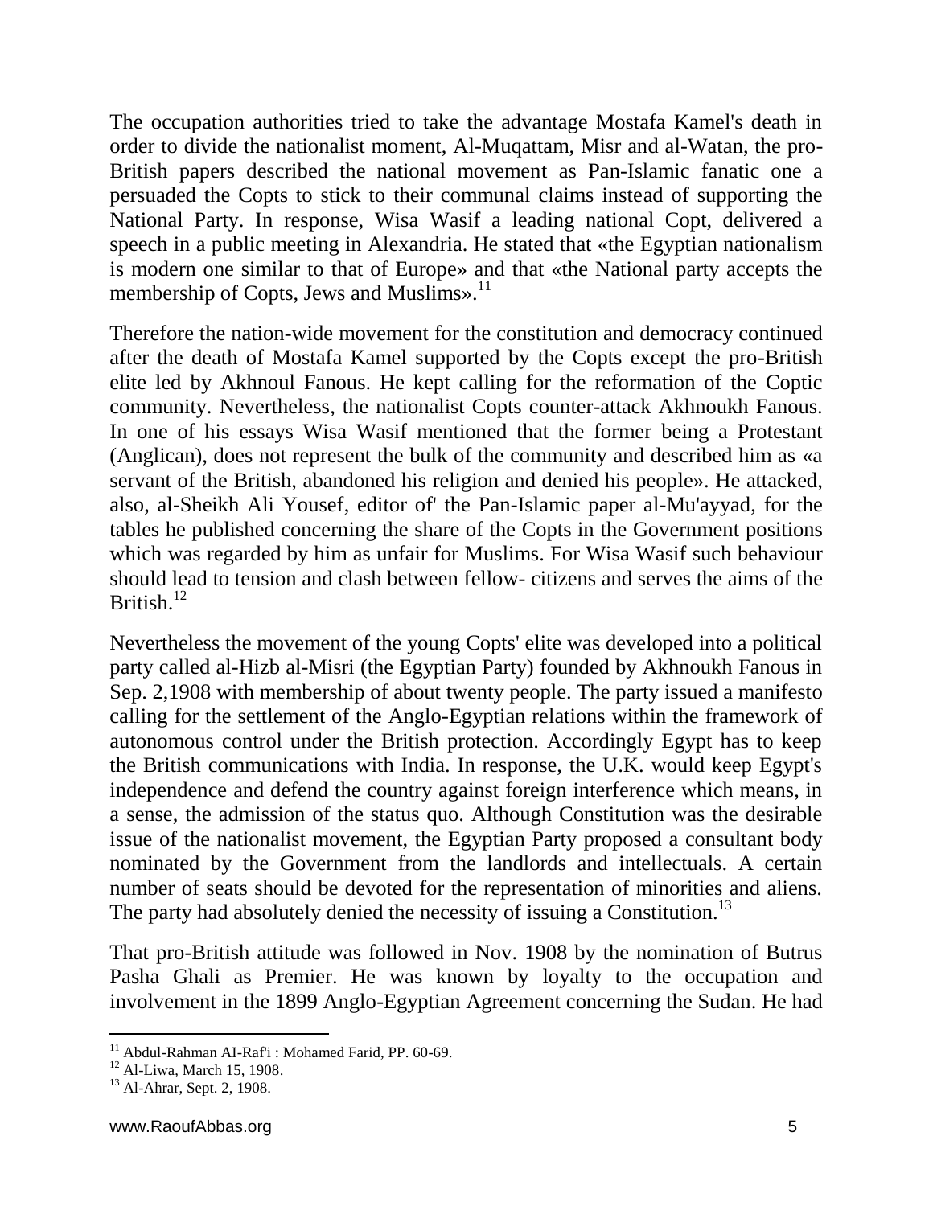The occupation authorities tried to take the advantage Mostafa Kamel's death in order to divide the nationalist moment, Al-Muqattam, Misr and al-Watan, the pro-British papers described the national movement as Pan-Islamic fanatic one a persuaded the Copts to stick to their communal claims instead of supporting the National Party. In response, Wisa Wasif a leading national Copt, delivered a speech in a public meeting in Alexandria. He stated that «the Egyptian nationalism is modern one similar to that of Europe» and that «the National party accepts the membership of Copts, Jews and Muslims».[11]

Therefore the nation-wide movement for the constitution and democracy continued after the death of Mostafa Kamel supported by the Copts except the pro-British elite led by Akhnoul Fanous. He kept calling for the reformation of the Coptic community. Nevertheless, the nationalist Copts counter-attack Akhnoukh Fanous. In one of his essays Wisa Wasif mentioned that the former being a Protestant (Anglican), does not represent the bulk of the community and described him as «a servant of the British, abandoned his religion and denied his people». He attacked, also, al-Sheikh Ali Yousef, editor of' the Pan-Islamic paper al-Mu'ayyad, for the tables he published concerning the share of the Copts in the Government positions which was regarded by him as unfair for Muslims. For Wisa Wasif such behaviour should lead to tension and clash between fellow- citizens and serves the aims of the British.[12]

Nevertheless the movement of the young Copts' elite was developed into a political party called al-Hizb al-Misri (the Egyptian Party) founded by Akhnoukh Fanous in Sep. 2,1908 with membership of about twenty people. The party issued a manifesto calling for the settlement of the Anglo-Egyptian relations within the framework of autonomous control under the British protection. Accordingly Egypt has to keep the British communications with India. In response, the U.K. would keep Egypt's independence and defend the country against foreign interference which means, in a sense, the admission of the status quo. Although Constitution was the desirable issue of the nationalist movement, the Egyptian Party proposed a consultant body nominated by the Government from the landlords and intellectuals. A certain number of seats should be devoted for the representation of minorities and aliens. The party had absolutely denied the necessity of issuing a Constitution.[13]

That pro-British attitude was followed in Nov. 1908 by the nomination of Butrus Pasha Ghali as Premier. He was known by loyalty to the occupation and involvement in the 1899 Anglo-Egyptian Agreement concerning the Sudan. He had

---

[11] Abdul-Rahman AI-Raf'i : Mohamed Farid, PP. 60-69.

[12] Al-Liwa, March 15, 1908.

[13] Al-Ahrar, Sept. 2, 1908.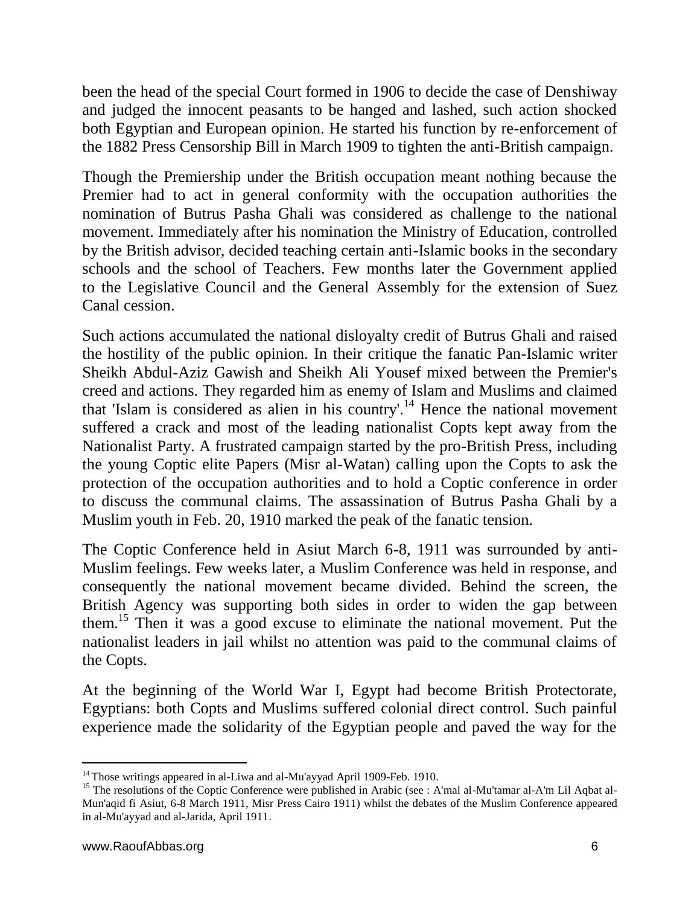been the head of the special Court formed in 1906 to decide the case of Denshiway and judged the innocent peasants to be hanged and lashed, such action shocked both Egyptian and European opinion. He started his function by re-enforcement of the 1882 Press Censorship Bill in March 1909 to tighten the anti-British campaign.

Though the Premiership under the British occupation meant nothing because the Premier had to act in general conformity with the occupation authorities the nomination of Butrus Pasha Ghali was considered as challenge to the national movement. Immediately after his nomination the Ministry of Education, controlled by the British advisor, decided teaching certain anti-Islamic books in the secondary schools and the school of Teachers. Few months later the Government applied to the Legislative Council and the General Assembly for the extension of Suez Canal cession.

Such actions accumulated the national disloyalty credit of Butrus Ghali and raised the hostility of the public opinion. In their critique the fanatic Pan-Islamic writer Sheikh Abdul-Aziz Gawish and Sheikh Ali Yousef mixed between the Premier's creed and actions. They regarded him as enemy of Islam and Muslims and claimed that 'Islam is considered as alien in his country'.[14] Hence the national movement suffered a crack and most of the leading nationalist Copts kept away from the Nationalist Party. A frustrated campaign started by the pro-British Press, including the young Coptic elite Papers (Misr al-Watan) calling upon the Copts to ask the protection of the occupation authorities and to hold a Coptic conference in order to discuss the communal claims. The assassination of Butrus Pasha Ghali by a Muslim youth in Feb. 20, 1910 marked the peak of the fanatic tension.

The Coptic Conference held in Asiut March 6-8, 1911 was surrounded by anti-Muslim feelings. Few weeks later, a Muslim Conference was held in response, and consequently the national movement became divided. Behind the screen, the British Agency was supporting both sides in order to widen the gap between them.[15] Then it was a good excuse to eliminate the national movement. Put the nationalist leaders in jail whilst no attention was paid to the communal claims of the Copts.

At the beginning of the World War I, Egypt had become British Protectorate, Egyptians: both Copts and Muslims suffered colonial direct control. Such painful experience made the solidarity of the Egyptian people and paved the way for the

---

[14] Those writings appeared in al-Liwa and al-Mu'ayyad April 1909-Feb. 1910.

[15] The resolutions of the Coptic Conference were published in Arabic (see : A'mal al-Mu'tamar al-A'm Lil Aqbat al-Mun'aqid fi Asiut, 6-8 March 1911, Misr Press Cairo 1911) whilst the debates of the Muslim Conference appeared in al-Mu'ayyad and al-Jarida, April 1911.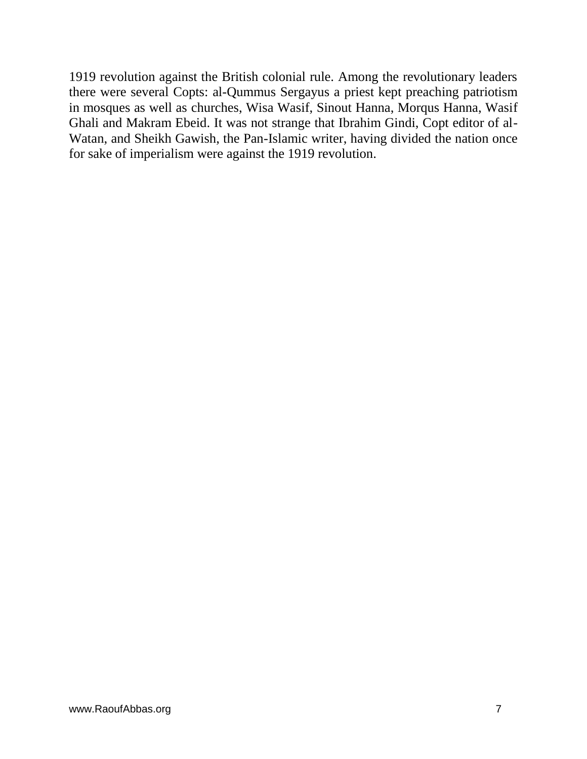1919 revolution against the British colonial rule. Among the revolutionary leaders there were several Copts: al-Qummus Sergayus a priest kept preaching patriotism in mosques as well as churches, Wisa Wasif, Sinout Hanna, Morqus Hanna, Wasif Ghali and Makram Ebeid. It was not strange that Ibrahim Gindi, Copt editor of al-Watan, and Sheikh Gawish, the Pan-Islamic writer, having divided the nation once for sake of imperialism were against the 1919 revolution.